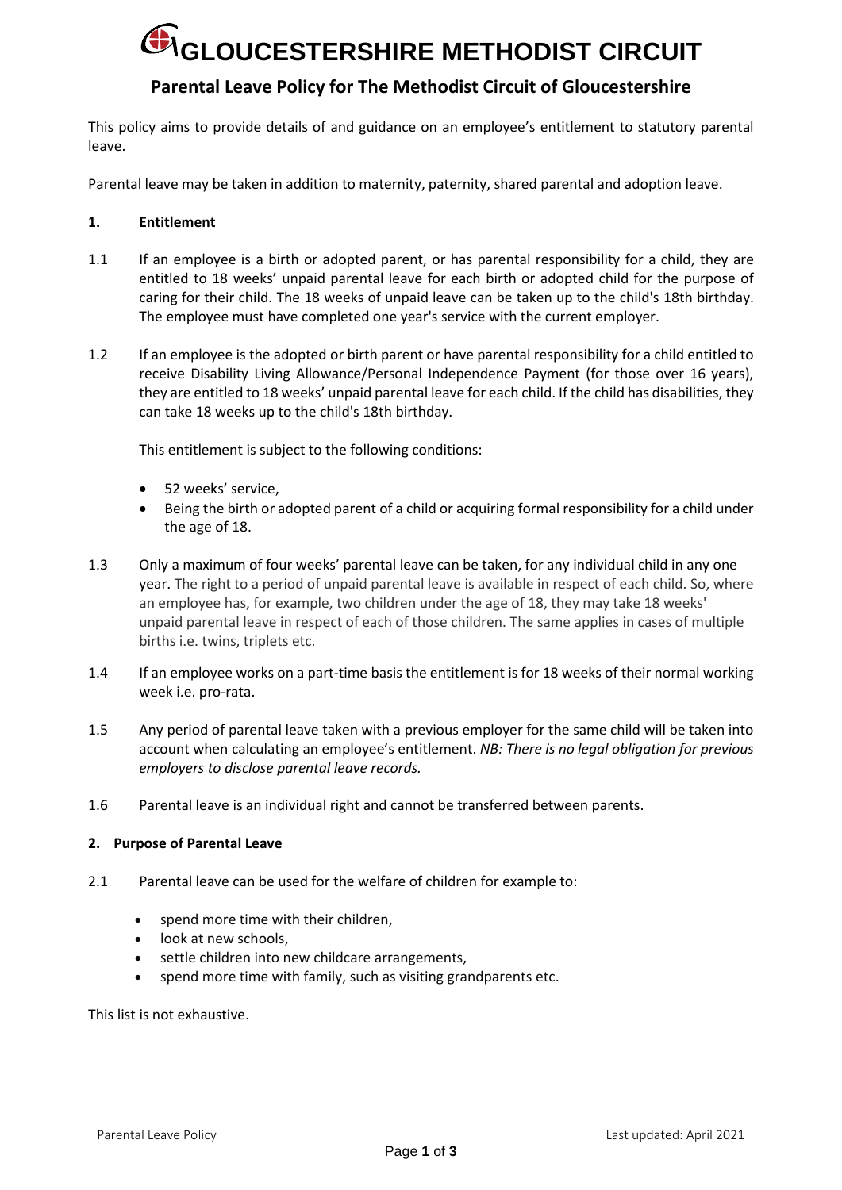# GLOUCESTERSHIRE METHODIST CIRCUIT

## Parental Leave Policy for The Methodist Circuit of Gloucestershire

This policy aims to provide details of and guidance on an employee's entitlement to statutory parental leave.

Parental leave may be taken in addition to maternity, paternity, shared parental and adoption leave.

### 1. Entitlement

1.1 If an employee is a birth or adopted parent, or has parental responsibility for a child, they are entitled to 18 weeks' unpaid parental leave for each birth or adopted child for the purpose of caring for their child. The 18 weeks of unpaid leave can be taken up to the child's 18th birthday. The employee must have completed one year's service with the current employer.

1.2 If an employee is the adopted or birth parent or have parental responsibility for a child entitled to receive Disability Living Allowance/Personal Independence Payment (for those over 16 years), they are entitled to 18 weeks' unpaid parental leave for each child. If the child has disabilities, they can take 18 weeks up to the child's 18th birthday.

This entitlement is subject to the following conditions:

- 52 weeks' service,
- Being the birth or adopted parent of a child or acquiring formal responsibility for a child under the age of 18.

1.3 Only a maximum of four weeks' parental leave can be taken, for any individual child in any one year. The right to a period of unpaid parental leave is available in respect of each child. So, where an employee has, for example, two children under the age of 18, they may take 18 weeks' unpaid parental leave in respect of each of those children. The same applies in cases of multiple births i.e. twins, triplets etc.

1.4 If an employee works on a part-time basis the entitlement is for 18 weeks of their normal working week i.e. pro-rata.

1.5 Any period of parental leave taken with a previous employer for the same child will be taken into account when calculating an employee's entitlement. *NB: There is no legal obligation for previous employers to disclose parental leave records.*

1.6 Parental leave is an individual right and cannot be transferred between parents.

### 2. Purpose of Parental Leave

2.1 Parental leave can be used for the welfare of children for example to:

- spend more time with their children,
- look at new schools,
- settle children into new childcare arrangements,
- spend more time with family, such as visiting grandparents etc.

This list is not exhaustive.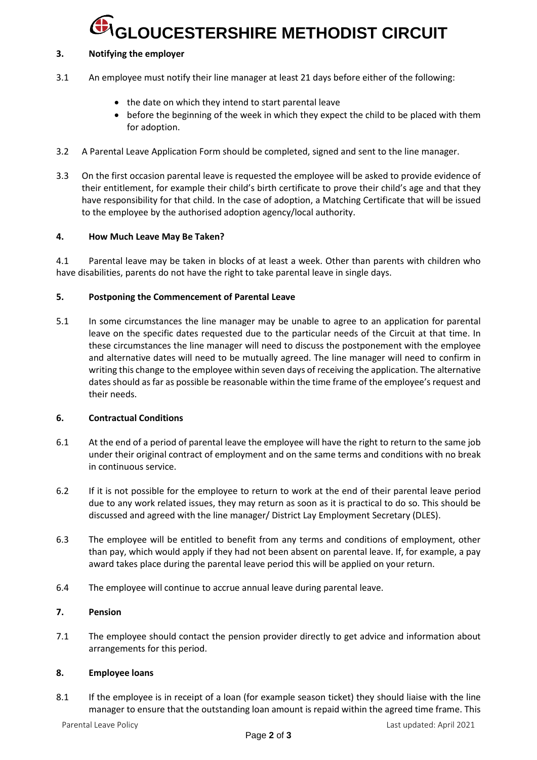### 3. Notifying the employer

3.1 An employee must notify their line manager at least 21 days before either of the following:

- the date on which they intend to start parental leave
- before the beginning of the week in which they expect the child to be placed with them for adoption.

3.2 A Parental Leave Application Form should be completed, signed and sent to the line manager.

3.3 On the first occasion parental leave is requested the employee will be asked to provide evidence of their entitlement, for example their child's birth certificate to prove their child's age and that they have responsibility for that child. In the case of adoption, a Matching Certificate that will be issued to the employee by the authorised adoption agency/local authority.

### 4. How Much Leave May Be Taken?

4.1 Parental leave may be taken in blocks of at least a week. Other than parents with children who have disabilities, parents do not have the right to take parental leave in single days.

### 5. Postponing the Commencement of Parental Leave

5.1 In some circumstances the line manager may be unable to agree to an application for parental leave on the specific dates requested due to the particular needs of the Circuit at that time. In these circumstances the line manager will need to discuss the postponement with the employee and alternative dates will need to be mutually agreed. The line manager will need to confirm in writing this change to the employee within seven days of receiving the application. The alternative dates should as far as possible be reasonable within the time frame of the employee's request and their needs.

### 6. Contractual Conditions

6.1 At the end of a period of parental leave the employee will have the right to return to the same job under their original contract of employment and on the same terms and conditions with no break in continuous service.

6.2 If it is not possible for the employee to return to work at the end of their parental leave period due to any work related issues, they may return as soon as it is practical to do so. This should be discussed and agreed with the line manager/ District Lay Employment Secretary (DLES).

6.3 The employee will be entitled to benefit from any terms and conditions of employment, other than pay, which would apply if they had not been absent on parental leave. If, for example, a pay award takes place during the parental leave period this will be applied on your return.

6.4 The employee will continue to accrue annual leave during parental leave.

### 7. Pension

7.1 The employee should contact the pension provider directly to get advice and information about arrangements for this period.

### 8. Employee loans

8.1 If the employee is in receipt of a loan (for example season ticket) they should liaise with the line manager to ensure that the outstanding loan amount is repaid within the agreed time frame. This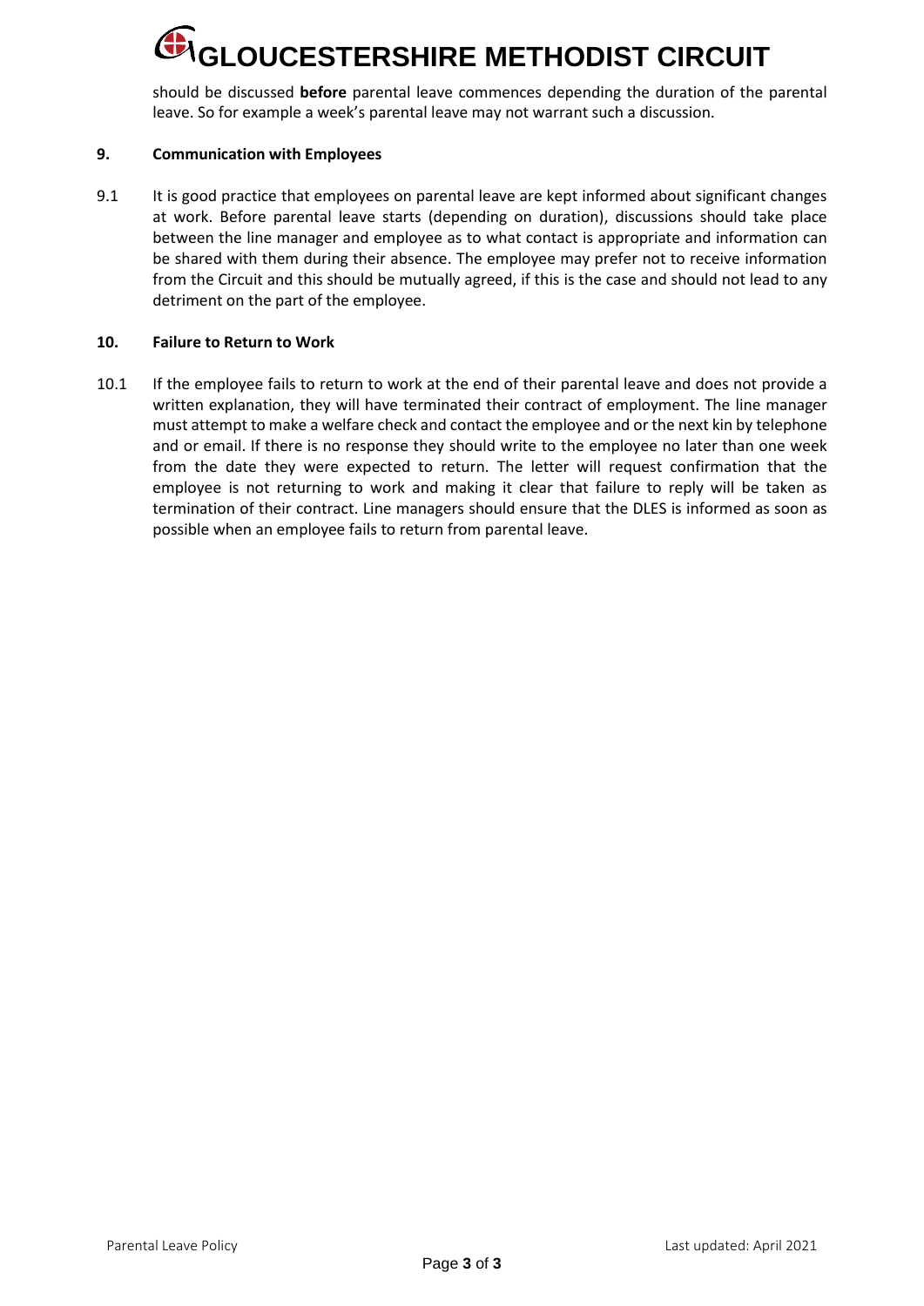should be discussed **before** parental leave commences depending the duration of the parental leave. So for example a week's parental leave may not warrant such a discussion.

### 9. Communication with Employees

9.1 It is good practice that employees on parental leave are kept informed about significant changes at work. Before parental leave starts (depending on duration), discussions should take place between the line manager and employee as to what contact is appropriate and information can be shared with them during their absence. The employee may prefer not to receive information from the Circuit and this should be mutually agreed, if this is the case and should not lead to any detriment on the part of the employee.

### 10. Failure to Return to Work

10.1 If the employee fails to return to work at the end of their parental leave and does not provide a written explanation, they will have terminated their contract of employment. The line manager must attempt to make a welfare check and contact the employee and or the next kin by telephone and or email. If there is no response they should write to the employee no later than one week from the date they were expected to return. The letter will request confirmation that the employee is not returning to work and making it clear that failure to reply will be taken as termination of their contract. Line managers should ensure that the DLES is informed as soon as possible when an employee fails to return from parental leave.